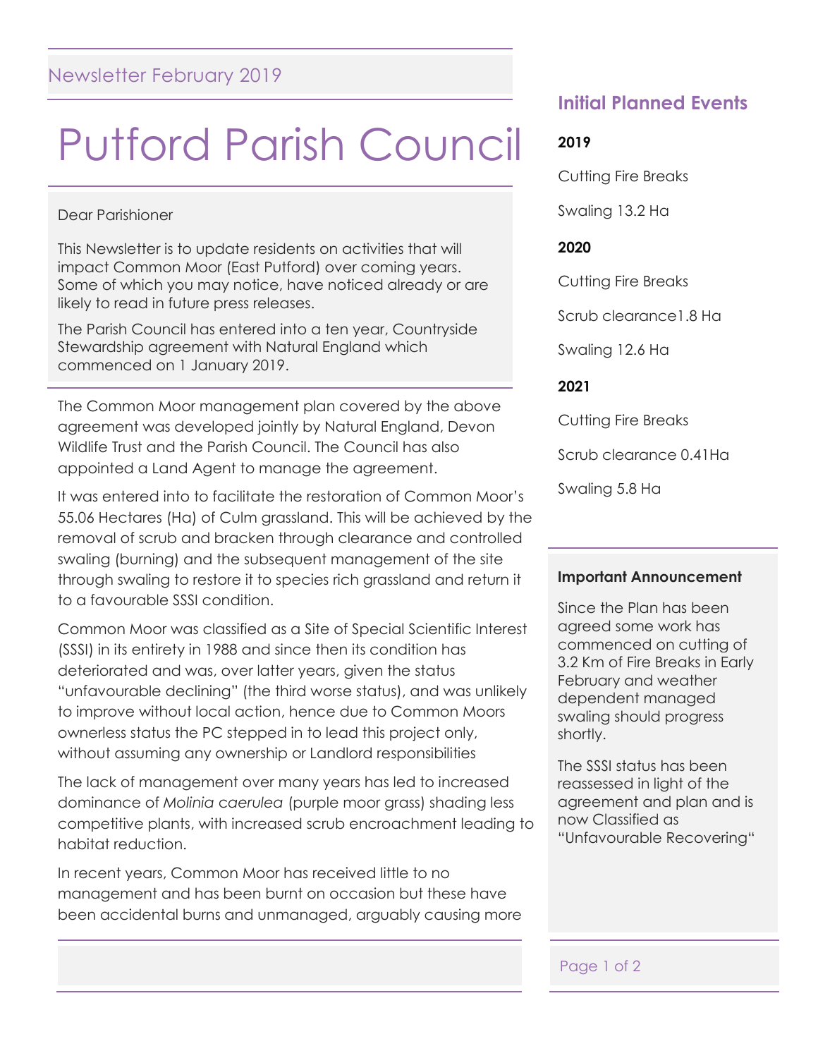Newsletter February 2019

# Putford Parish Council

Dear Parishioner

This Newsletter is to update residents on activities that will impact Common Moor (East Putford) over coming years. Some of which you may notice, have noticed already or are likely to read in future press releases.

The Parish Council has entered into a ten year, Countryside Stewardship agreement with Natural England which commenced on 1 January 2019.

The Common Moor management plan covered by the above agreement was developed jointly by Natural England, Devon Wildlife Trust and the Parish Council. The Council has also appointed a Land Agent to manage the agreement.

It was entered into to facilitate the restoration of Common Moor's 55.06 Hectares (Ha) of Culm grassland. This will be achieved by the removal of scrub and bracken through clearance and controlled swaling (burning) and the subsequent management of the site through swaling to restore it to species rich grassland and return it to a favourable SSSI condition.

Common Moor was classified as a Site of Special Scientific Interest (SSSI) in its entirety in 1988 and since then its condition has deteriorated and was, over latter years, given the status "unfavourable declining" (the third worse status), and was unlikely to improve without local action, hence due to Common Moors ownerless status the PC stepped in to lead this project only, without assuming any ownership or Landlord responsibilities

The lack of management over many years has led to increased dominance of *Molinia caerulea* (purple moor grass) shading less competitive plants, with increased scrub encroachment leading to habitat reduction.

In recent years, Common Moor has received little to no management and has been burnt on occasion but these have been accidental burns and unmanaged, arguably causing more

## Initial Planned Events

**2019**

Cutting Fire Breaks

Swaling 13.2 Ha

**2020**

Cutting Fire Breaks

Scrub clearance1.8 Ha

Swaling 12.6 Ha

**2021**

Cutting Fire Breaks

Scrub clearance 0.41Ha

Swaling 5.8 Ha

### Important Announcement

Since the Plan has been agreed some work has commenced on cutting of 3.2 Km of Fire Breaks in Early February and weather dependent managed swaling should progress shortly.

The SSSI status has been reassessed in light of the agreement and plan and is now Classified as "Unfavourable Recovering"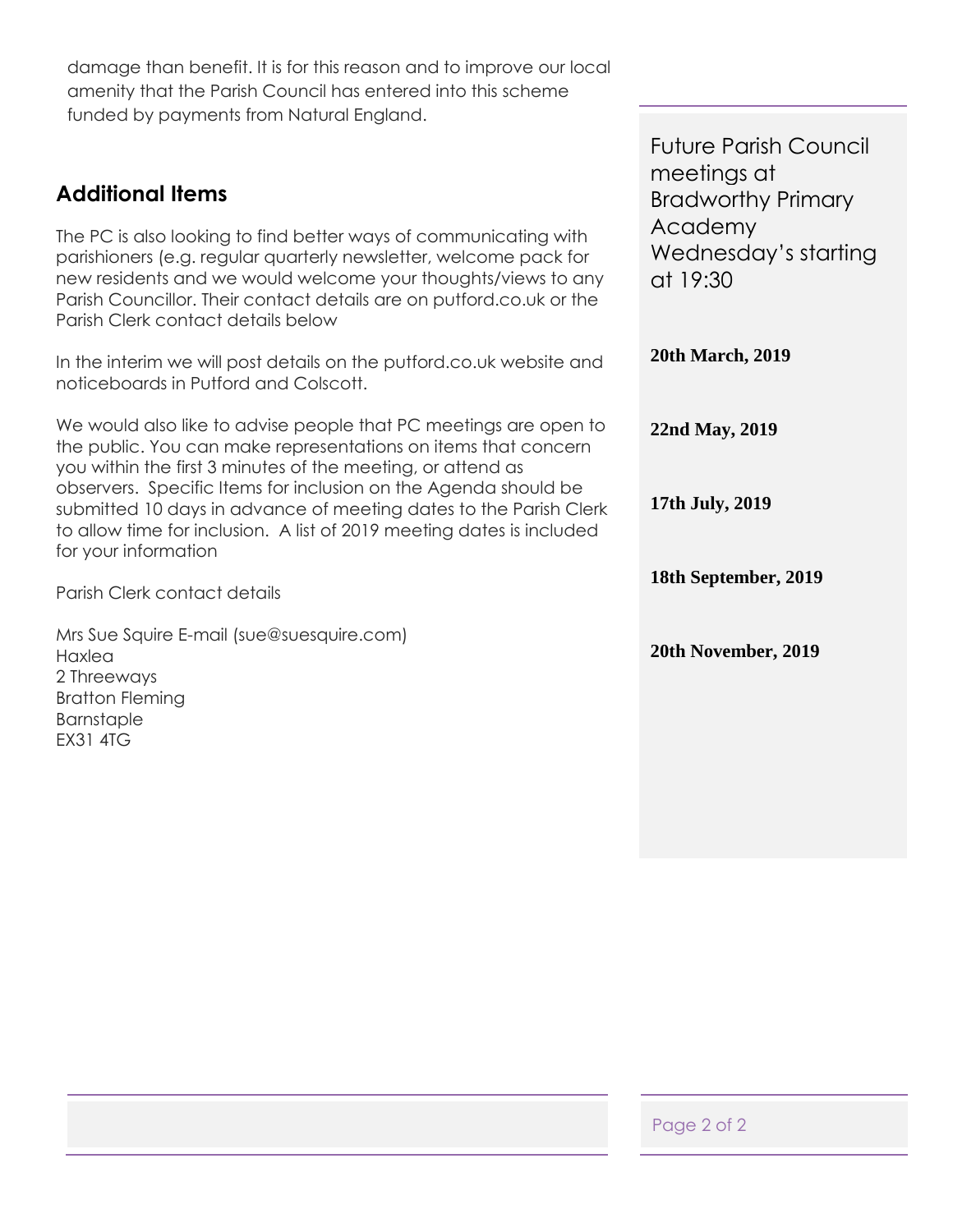damage than benefit. It is for this reason and to improve our local amenity that the Parish Council has entered into this scheme funded by payments from Natural England.

## Additional Items

The PC is also looking to find better ways of communicating with parishioners (e.g. regular quarterly newsletter, welcome pack for new residents and we would welcome your thoughts/views to any Parish Councillor. Their contact details are on putford.co.uk or the Parish Clerk contact details below

In the interim we will post details on the putford.co.uk website and noticeboards in Putford and Colscott.

We would also like to advise people that PC meetings are open to the public. You can make representations on items that concern you within the first 3 minutes of the meeting, or attend as observers. Specific Items for inclusion on the Agenda should be submitted 10 days in advance of meeting dates to the Parish Clerk to allow time for inclusion. A list of 2019 meeting dates is included for your information

Parish Clerk contact details

Mrs Sue Squire E-mail (sue@suesquire.com)
Haxlea
2 Threeways
Bratton Fleming
Barnstaple
EX31 4TG

Future Parish Council meetings at Bradworthy Primary Academy Wednesday's starting at 19:30

**20th March, 2019**

**22nd May, 2019**

**17th July, 2019**

**18th September, 2019**

**20th November, 2019**